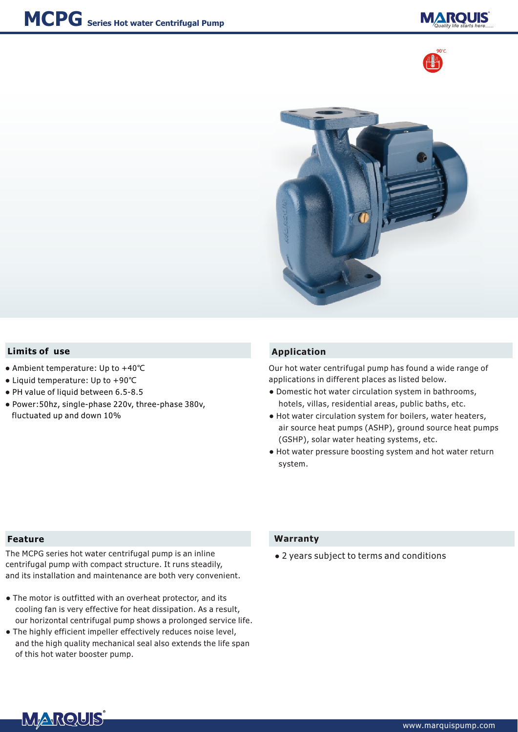# MCPG Series Hot water Centrifugal Pump

90℃

## Limits of use

- Ambient temperature: Up to +40℃
- Liquid temperature: Up to +90℃
- PH value of liquid between 6.5-8.5
- Power:50hz, single-phase 220v, three-phase 380v, fluctuated up and down 10%

## Application

Our hot water centrifugal pump has found a wide range of applications in different places as listed below.

- Domestic hot water circulation system in bathrooms, hotels, villas, residential areas, public baths, etc.
- Hot water circulation system for boilers, water heaters, air source heat pumps (ASHP), ground source heat pumps (GSHP), solar water heating systems, etc.
- Hot water pressure boosting system and hot water return system.

## Feature

The MCPG series hot water centrifugal pump is an inline centrifugal pump with compact structure. It runs steadily, and its installation and maintenance are both very convenient.

- The motor is outfitted with an overheat protector, and its cooling fan is very effective for heat dissipation. As a result, our horizontal centrifugal pump shows a prolonged service life.
- The highly efficient impeller effectively reduces noise level, and the high quality mechanical seal also extends the life span of this hot water booster pump.

## Warranty

- 2 years subject to terms and conditions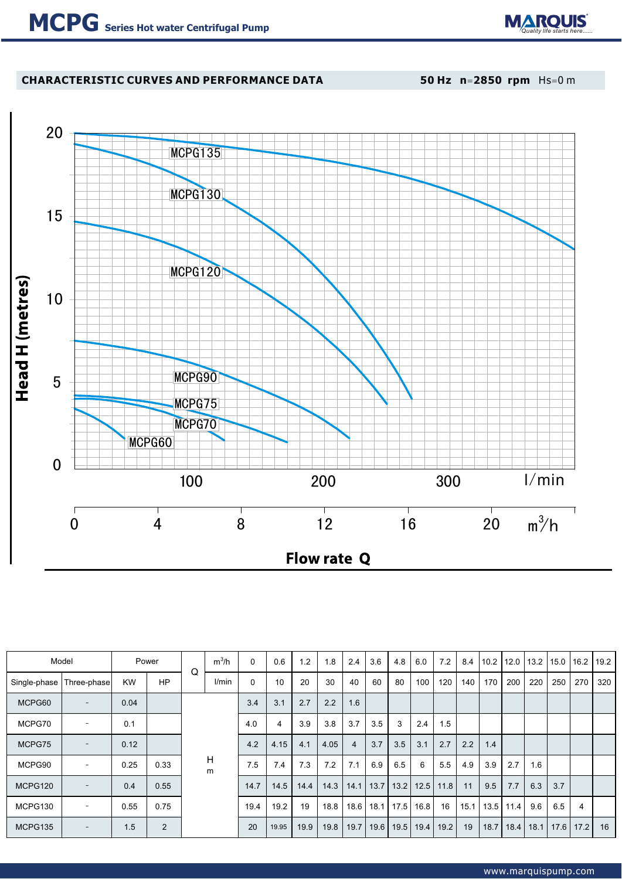# MCPG Series Hot water Centrifugal Pump

## CHARACTERISTIC CURVES AND PERFORMANCE DATA

**50 Hz n=2850 rpm** Hs=0 m

Head H (metres)

MCPG135
MCPG130
MCPG120
MCPG90
MCPG75
MCPG70
MCPG60

l/min: 100, 200, 300

$m^3/h$: 0, 4, 8, 12, 16, 20

**Flow rate Q**

| Model | | Power | | Q | $m^3/h$ | 0 | 0.6 | 1.2 | 1.8 | 2.4 | 3.6 | 4.8 | 6.0 | 7.2 | 8.4 | 10.2 | 12.0 | 13.2 | 15.0 | 16.2 | 19.2 |
|---|---|---|---|---|---|---|---|---|---|---|---|---|---|---|---|---|---|---|---|---|---|
| Single-phase | Three-phase | KW | HP | | l/min | 0 | 10 | 20 | 30 | 40 | 60 | 80 | 100 | 120 | 140 | 170 | 200 | 220 | 250 | 270 | 320 |
| MCPG60 | - | 0.04 | | H m | | 3.4 | 3.1 | 2.7 | 2.2 | 1.6 | | | | | | | | | | | |
| MCPG70 | - | 0.1 | | | | 4.0 | 4 | 3.9 | 3.8 | 3.7 | 3.5 | 3 | 2.4 | 1.5 | | | | | | | |
| MCPG75 | - | 0.12 | | | | 4.2 | 4.15 | 4.1 | 4.05 | 4 | 3.7 | 3.5 | 3.1 | 2.7 | 2.2 | 1.4 | | | | | |
| MCPG90 | - | 0.25 | 0.33 | | | 7.5 | 7.4 | 7.3 | 7.2 | 7.1 | 6.9 | 6.5 | 6 | 5.5 | 4.9 | 3.9 | 2.7 | 1.6 | | | |
| MCPG120 | - | 0.4 | 0.55 | | | 14.7 | 14.5 | 14.4 | 14.3 | 14.1 | 13.7 | 13.2 | 12.5 | 11.8 | 11 | 9.5 | 7.7 | 6.3 | 3.7 | | |
| MCPG130 | - | 0.55 | 0.75 | | | 19.4 | 19.2 | 19 | 18.8 | 18.6 | 18.1 | 17.5 | 16.8 | 16 | 15.1 | 13.5 | 11.4 | 9.6 | 6.5 | 4 | |
| MCPG135 | - | 1.5 | 2 | | | 20 | 19.95 | 19.9 | 19.8 | 19.7 | 19.6 | 19.5 | 19.4 | 19.2 | 19 | 18.7 | 18.4 | 18.1 | 17.6 | 17.2 | 16 |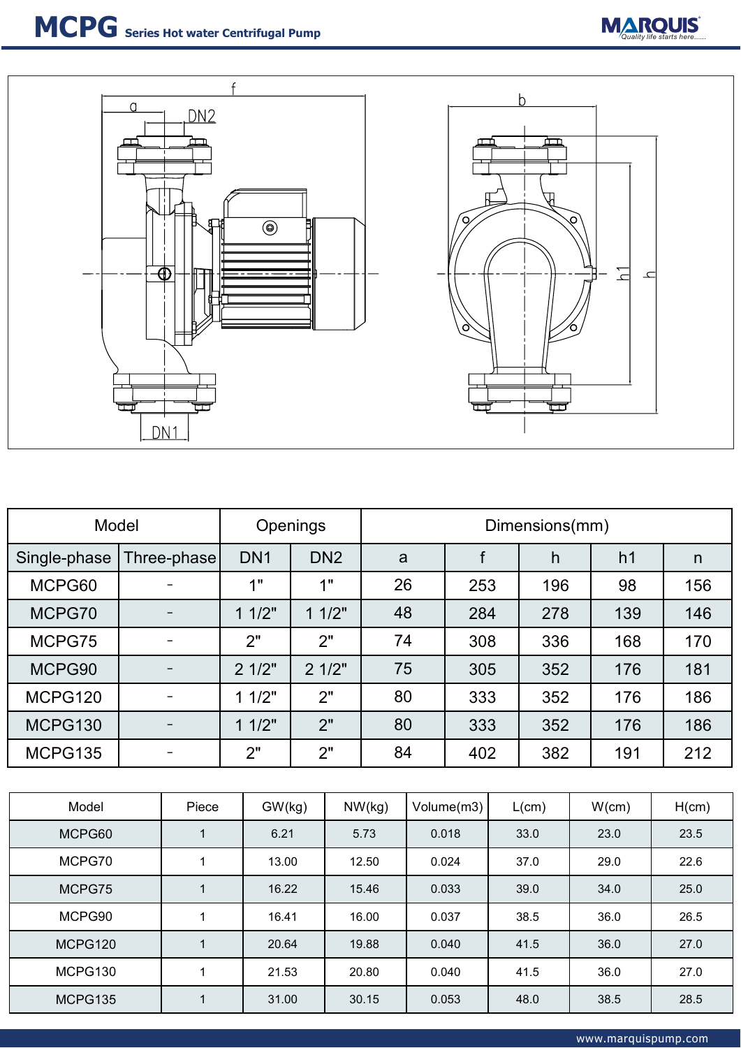# MCPG Series Hot water Centrifugal Pump

| Model | | Openings | | Dimensions(mm) | | | | |
|---|---|---|---|---|---|---|---|---|
| Single-phase | Three-phase | DN1 | DN2 | a | f | h | h1 | n |
| MCPG60 | - | 1" | 1" | 26 | 253 | 196 | 98 | 156 |
| MCPG70 | - | 1 1/2" | 1 1/2" | 48 | 284 | 278 | 139 | 146 |
| MCPG75 | - | 2" | 2" | 74 | 308 | 336 | 168 | 170 |
| MCPG90 | - | 2 1/2" | 2 1/2" | 75 | 305 | 352 | 176 | 181 |
| MCPG120 | - | 1 1/2" | 2" | 80 | 333 | 352 | 176 | 186 |
| MCPG130 | - | 1 1/2" | 2" | 80 | 333 | 352 | 176 | 186 |
| MCPG135 | - | 2" | 2" | 84 | 402 | 382 | 191 | 212 |

| Model | Piece | GW(kg) | NW(kg) | Volume(m3) | L(cm) | W(cm) | H(cm) |
|---|---|---|---|---|---|---|---|
| MCPG60 | 1 | 6.21 | 5.73 | 0.018 | 33.0 | 23.0 | 23.5 |
| MCPG70 | 1 | 13.00 | 12.50 | 0.024 | 37.0 | 29.0 | 22.6 |
| MCPG75 | 1 | 16.22 | 15.46 | 0.033 | 39.0 | 34.0 | 25.0 |
| MCPG90 | 1 | 16.41 | 16.00 | 0.037 | 38.5 | 36.0 | 26.5 |
| MCPG120 | 1 | 20.64 | 19.88 | 0.040 | 41.5 | 36.0 | 27.0 |
| MCPG130 | 1 | 21.53 | 20.80 | 0.040 | 41.5 | 36.0 | 27.0 |
| MCPG135 | 1 | 31.00 | 30.15 | 0.053 | 48.0 | 38.5 | 28.5 |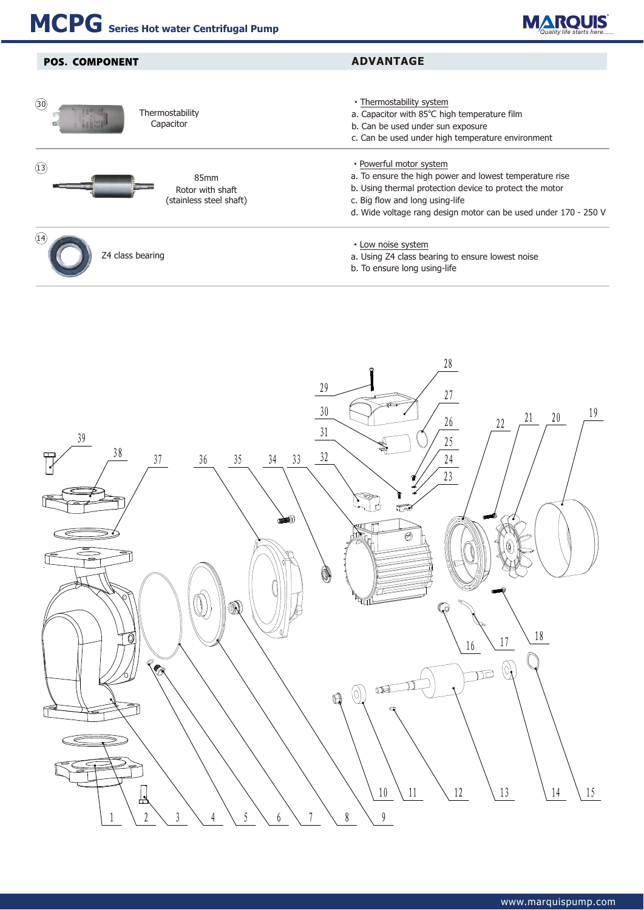# MCPG Series Hot water Centrifugal Pump

| POS. | COMPONENT | ADVANTAGE |
|---|---|---|
| 30 | Thermostability Capacitor | • Thermostability system<br>a. Capacitor with 85℃ high temperature film<br>b. Can be used under sun exposure<br>c. Can be used under high temperature environment |
| 13 | 85mm Rotor with shaft (stainless steel shaft) | • Powerful motor system<br>a. To ensure the high power and lowest temperature rise<br>b. Using thermal protection device to protect the motor<br>c. Big flow and long using-life<br>d. Wide voltage rang design motor can be used under 170 - 250 V |
| 14 | Z4 class bearing | • Low noise system<br>a. Using Z4 class bearing to ensure lowest noise<br>b. To ensure long using-life |

29 28 27 30 26 31 25 24 32 23 22 21 20 19 39 38 37 36 35 34 33 18 17 16 10 11 12 13 14 15 1 2 3 4 5 6 7 8 9